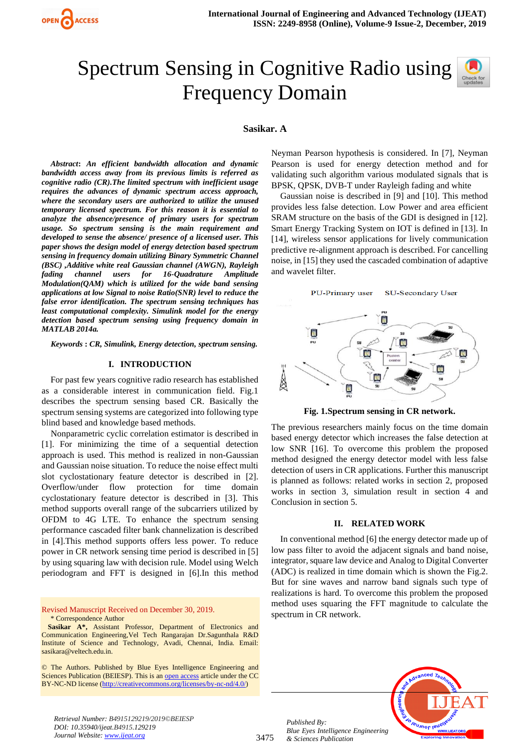# Spectrum Sensing in Cognitive Radio using Frequency Domain

**Sasikar. A**

***Abstract*****:** ***An efficient bandwidth allocation and dynamic bandwidth access away from its previous limits is referred as cognitive radio (CR).The limited spectrum with inefficient usage requires the advances of dynamic spectrum access approach, where the secondary users are authorized to utilize the unused temporary licensed spectrum. For this reason it is essential to analyze the absence/presence of primary users for spectrum usage. So spectrum sensing is the main requirement and developed to sense the absence/ presence of a licensed user. This paper shows the design model of energy detection based spectrum sensing in frequency domain utilizing Binary Symmetric Channel (BSC) ,Additive white real Gaussian channel (AWGN), Rayleigh fading channel users for 16-Quadrature Amplitude Modulation(QAM) which is utilized for the wide band sensing applications at low Signal to noise Ratio(SNR) level to reduce the false error identification. The spectrum sensing techniques has least computational complexity. Simulink model for the energy detection based spectrum sensing using frequency domain in MATLAB 2014a.***

***Keywords*** **: *CR, Simulink, Energy detection, spectrum sensing.***

## I. INTRODUCTION

For past few years cognitive radio research has established as a considerable interest in communication field. Fig.1 describes the spectrum sensing based CR. Basically the spectrum sensing systems are categorized into following type blind based and knowledge based methods.

Nonparametric cyclic correlation estimator is described in [1]. For minimizing the time of a sequential detection approach is used. This method is realized in non-Gaussian and Gaussian noise situation. To reduce the noise effect multi slot cyclostationary feature detector is described in [2]. Overflow/under flow protection for time domain cyclostationary feature detector is described in [3]. This method supports overall range of the subcarriers utilized by OFDM to 4G LTE. To enhance the spectrum sensing performance cascaded filter bank channelization is described in [4].This method supports offers less power. To reduce power in CR network sensing time period is described in [5] by using squaring law with decision rule. Model using Welch periodogram and FFT is designed in [6].In this method Neyman Pearson hypothesis is considered. In [7], Neyman Pearson is used for energy detection method and for validating such algorithm various modulated signals that is BPSK, QPSK, DVB-T under Rayleigh fading and white

Gaussian noise is described in [9] and [10]. This method provides less false detection. Low Power and area efficient SRAM structure on the basis of the GDI is designed in [12]. Smart Energy Tracking System on IOT is defined in [13]. In [14], wireless sensor applications for lively communication predictive re-alignment approach is described. For cancelling noise, in [15] they used the cascaded combination of adaptive and wavelet filter.

**Fig. 1.Spectrum sensing in CR network.**

The previous researchers mainly focus on the time domain based energy detector which increases the false detection at low SNR [16]. To overcome this problem the proposed method designed the energy detector model with less false detection of users in CR applications. Further this manuscript is planned as follows: related works in section 2, proposed works in section 3, simulation result in section 4 and Conclusion in section 5.

## II. RELATED WORK

In conventional method [6] the energy detector made up of low pass filter to avoid the adjacent signals and band noise, integrator, square law device and Analog to Digital Converter (ADC) is realized in time domain which is shown the Fig.2. But for sine waves and narrow band signals such type of realizations is hard. To overcome this problem the proposed method uses squaring the FFT magnitude to calculate the spectrum in CR network.

Revised Manuscript Received on December 30, 2019.

\* Correspondence Author

**Sasikar A\***, Assistant Professor, Department of Electronics and Communication Engineering,Vel Tech Rangarajan Dr.Sagunthala R&D Institute of Science and Technology, Avadi, Chennai, India. Email: sasikara@veltech.edu.in.

© The Authors. Published by Blue Eyes Intelligence Engineering and Sciences Publication (BEIESP). This is an open access article under the CC BY-NC-ND license (http://creativecommons.org/licenses/by-nc-nd/4.0/)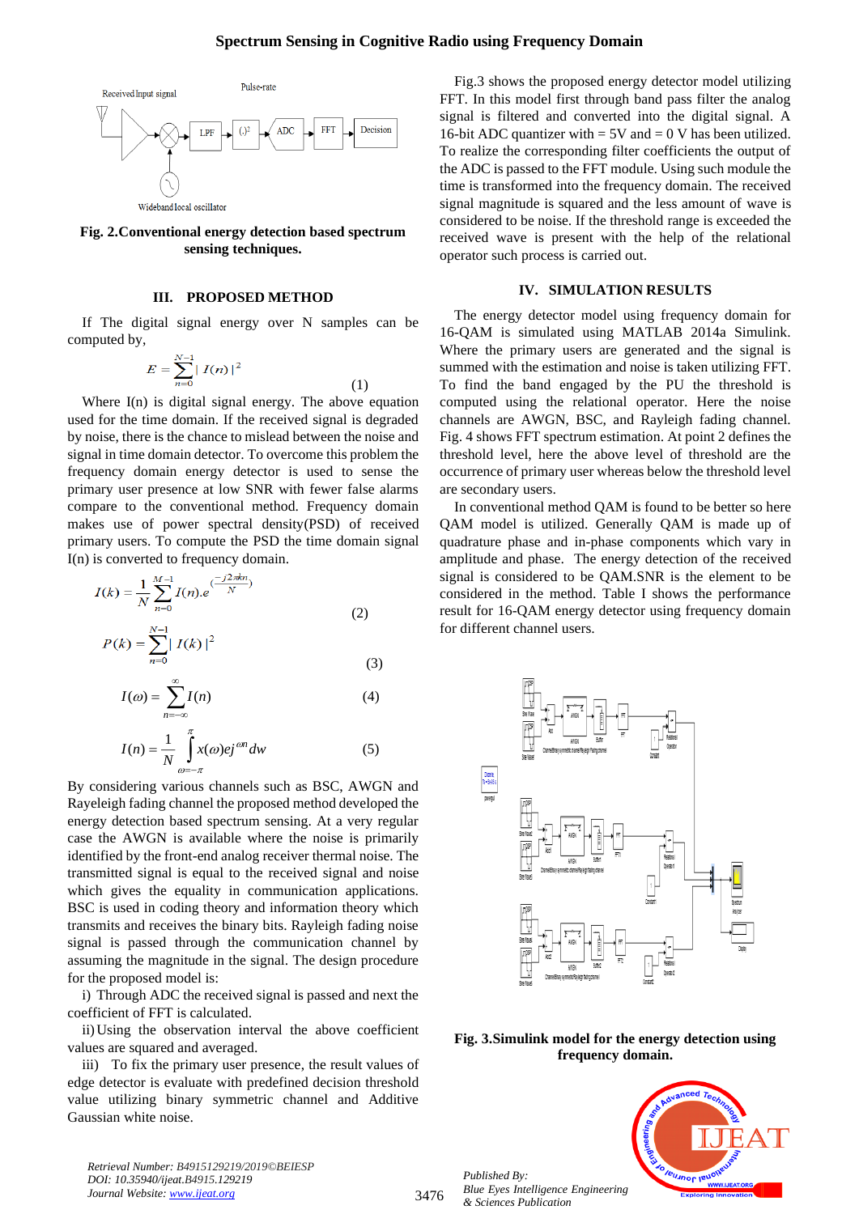Fig. 2.Conventional energy detection based spectrum sensing techniques.

### III. PROPOSED METHOD

If The digital signal energy over N samples can be computed by,

$$E = \sum_{n=0}^{N-1} | I(n) |^2 \tag{1}$$

Where I(n) is digital signal energy. The above equation used for the time domain. If the received signal is degraded by noise, there is the chance to mislead between the noise and signal in time domain detector. To overcome this problem the frequency domain energy detector is used to sense the primary user presence at low SNR with fewer false alarms compare to the conventional method. Frequency domain makes use of power spectral density(PSD) of received primary users. To compute the PSD the time domain signal I(n) is converted to frequency domain.

$$I(k) = \frac{1}{N} \sum_{n=0}^{M-1} I(n).e^{\left(\frac{-j2\pi kn}{N}\right)} \tag{2}$$

$$P(k) = \sum_{n=0}^{N-1} | I(k) |^2 \tag{3}$$

$$I(\omega) = \sum_{n=-\infty}^{\infty} I(n) \tag{4}$$

$$I(n) = \frac{1}{N} \int_{\omega=-\pi}^{\pi} x(\omega) e j^{\omega n} dw \tag{5}$$

By considering various channels such as BSC, AWGN and Rayeleigh fading channel the proposed method developed the energy detection based spectrum sensing. At a very regular case the AWGN is available where the noise is primarily identified by the front-end analog receiver thermal noise. The transmitted signal is equal to the received signal and noise which gives the equality in communication applications. BSC is used in coding theory and information theory which transmits and receives the binary bits. Rayleigh fading noise signal is passed through the communication channel by assuming the magnitude in the signal. The design procedure for the proposed model is:

i) Through ADC the received signal is passed and next the coefficient of FFT is calculated.

ii) Using the observation interval the above coefficient values are squared and averaged.

iii) To fix the primary user presence, the result values of edge detector is evaluate with predefined decision threshold value utilizing binary symmetric channel and Additive Gaussian white noise.

Fig.3 shows the proposed energy detector model utilizing FFT. In this model first through band pass filter the analog signal is filtered and converted into the digital signal. A 16-bit ADC quantizer with = 5V and = 0 V has been utilized. To realize the corresponding filter coefficients the output of the ADC is passed to the FFT module. Using such module the time is transformed into the frequency domain. The received signal magnitude is squared and the less amount of wave is considered to be noise. If the threshold range is exceeded the received wave is present with the help of the relational operator such process is carried out.

### IV. SIMULATION RESULTS

The energy detector model using frequency domain for 16-QAM is simulated using MATLAB 2014a Simulink. Where the primary users are generated and the signal is summed with the estimation and noise is taken utilizing FFT. To find the band engaged by the PU the threshold is computed using the relational operator. Here the noise channels are AWGN, BSC, and Rayleigh fading channel. Fig. 4 shows FFT spectrum estimation. At point 2 defines the threshold level, here the above level of threshold are the occurrence of primary user whereas below the threshold level are secondary users.

In conventional method QAM is found to be better so here QAM model is utilized. Generally QAM is made up of quadrature phase and in-phase components which vary in amplitude and phase. The energy detection of the received signal is considered to be QAM.SNR is the element to be considered in the method. Table I shows the performance result for 16-QAM energy detector using frequency domain for different channel users.

Fig. 3.Simulink model for the energy detection using frequency domain.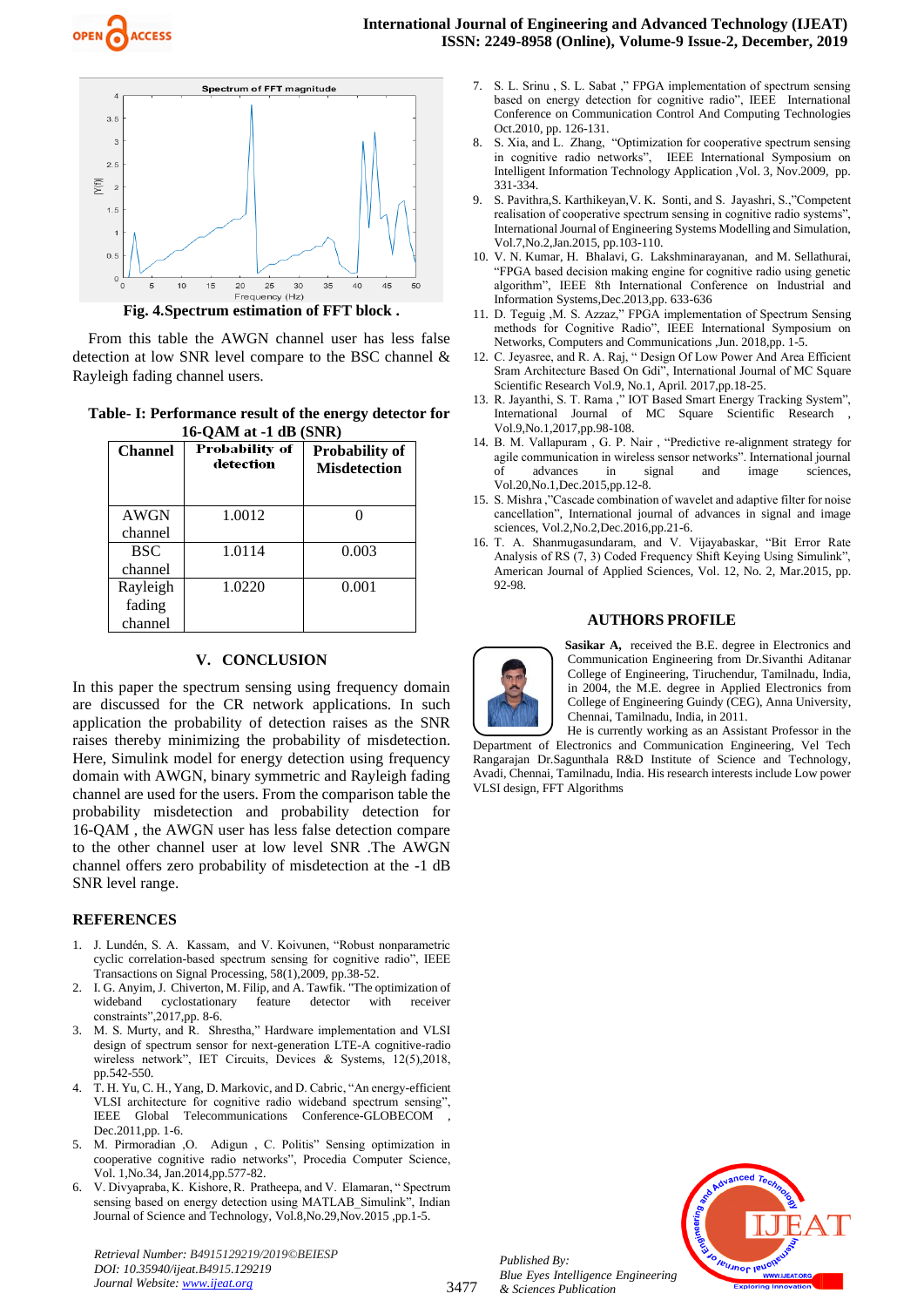Spectrum of FFT magnitude

|Y(f)|

Frequency (Hz)

0, 0.5, 1, 1.5, 2, 2.5, 3, 3.5, 4

0, 5, 10, 15, 20, 25, 30, 35, 40, 45, 50

**Fig. 4.Spectrum estimation of FFT block .**

From this table the AWGN channel user has less false detection at low SNR level compare to the BSC channel & Rayleigh fading channel users.

**Table- I: Performance result of the energy detector for 16-QAM at -1 dB (SNR)**

| Channel | Probability of detection | Probability of Misdetection |
|---|---|---|
| AWGN channel | 1.0012 | 0 |
| BSC channel | 1.0114 | 0.003 |
| Rayleigh fading channel | 1.0220 | 0.001 |

## V. CONCLUSION

In this paper the spectrum sensing using frequency domain are discussed for the CR network applications. In such application the probability of detection raises as the SNR raises thereby minimizing the probability of misdetection. Here, Simulink model for energy detection using frequency domain with AWGN, binary symmetric and Rayleigh fading channel are used for the users. From the comparison table the probability misdetection and probability detection for 16-QAM , the AWGN user has less false detection compare to the other channel user at low level SNR .The AWGN channel offers zero probability of misdetection at the -1 dB SNR level range.

## REFERENCES

1. J. Lundén, S. A. Kassam, and V. Koivunen, "Robust nonparametric cyclic correlation-based spectrum sensing for cognitive radio", IEEE Transactions on Signal Processing, 58(1),2009, pp.38-52.
2. I. G. Anyim, J. Chiverton, M. Filip, and A. Tawfik. "The optimization of wideband cyclostationary feature detector with receiver constraints",2017,pp. 8-6.
3. M. S. Murty, and R. Shrestha," Hardware implementation and VLSI design of spectrum sensor for next-generation LTE-A cognitive-radio wireless network", IET Circuits, Devices & Systems, 12(5),2018, pp.542-550.
4. T. H. Yu, C. H., Yang, D. Markovic, and D. Cabric, "An energy-efficient VLSI architecture for cognitive radio wideband spectrum sensing", IEEE Global Telecommunications Conference-GLOBECOM , Dec.2011,pp. 1-6.
5. M. Pirmoradian ,O. Adigun , C. Politis" Sensing optimization in cooperative cognitive radio networks", Procedia Computer Science, Vol. 1,No.34, Jan.2014,pp.577-82.
6. V. Divyapraba, K. Kishore, R. Pratheepa, and V. Elamaran, " Spectrum sensing based on energy detection using MATLAB_Simulink", Indian Journal of Science and Technology, Vol.8,No.29,Nov.2015 ,pp.1-5.
7. S. L. Srinu , S. L. Sabat ," FPGA implementation of spectrum sensing based on energy detection for cognitive radio", IEEE International Conference on Communication Control And Computing Technologies Oct.2010, pp. 126-131.
8. S. Xia, and L. Zhang, "Optimization for cooperative spectrum sensing in cognitive radio networks", IEEE International Symposium on Intelligent Information Technology Application ,Vol. 3, Nov.2009, pp. 331-334.
9. S. Pavithra,S. Karthikeyan,V. K. Sonti, and S. Jayashri, S.,"Competent realisation of cooperative spectrum sensing in cognitive radio systems", International Journal of Engineering Systems Modelling and Simulation, Vol.7,No.2,Jan.2015, pp.103-110.
10. V. N. Kumar, H. Bhalavi, G. Lakshminarayanan, and M. Sellathurai, "FPGA based decision making engine for cognitive radio using genetic algorithm", IEEE 8th International Conference on Industrial and Information Systems,Dec.2013,pp. 633-636
11. D. Teguig ,M. S. Azzaz," FPGA implementation of Spectrum Sensing methods for Cognitive Radio", IEEE International Symposium on Networks, Computers and Communications ,Jun. 2018,pp. 1-5.
12. C. Jeyasree, and R. A. Raj, " Design Of Low Power And Area Efficient Sram Architecture Based On Gdi", International Journal of MC Square Scientific Research Vol.9, No.1, April. 2017,pp.18-25.
13. R. Jayanthi, S. T. Rama ," IOT Based Smart Energy Tracking System", International Journal of MC Square Scientific Research , Vol.9,No.1,2017,pp.98-108.
14. B. M. Vallapuram , G. P. Nair , "Predictive re-alignment strategy for agile communication in wireless sensor networks". International journal of advances in signal and image sciences, Vol.20,No.1,Dec.2015,pp.12-8.
15. S. Mishra ,"Cascade combination of wavelet and adaptive filter for noise cancellation", International journal of advances in signal and image sciences, Vol.2,No.2,Dec.2016,pp.21-6.
16. T. A. Shanmugasundaram, and V. Vijayabaskar, "Bit Error Rate Analysis of RS (7, 3) Coded Frequency Shift Keying Using Simulink", American Journal of Applied Sciences, Vol. 12, No. 2, Mar.2015, pp. 92-98.

## AUTHORS PROFILE

**Sasikar A,** received the B.E. degree in Electronics and Communication Engineering from Dr.Sivanthi Aditanar College of Engineering, Tiruchendur, Tamilnadu, India, in 2004, the M.E. degree in Applied Electronics from College of Engineering Guindy (CEG), Anna University, Chennai, Tamilnadu, India, in 2011.
He is currently working as an Assistant Professor in the Department of Electronics and Communication Engineering, Vel Tech Rangarajan Dr.Sagunthala R&D Institute of Science and Technology, Avadi, Chennai, Tamilnadu, India. His research interests include Low power VLSI design, FFT Algorithms